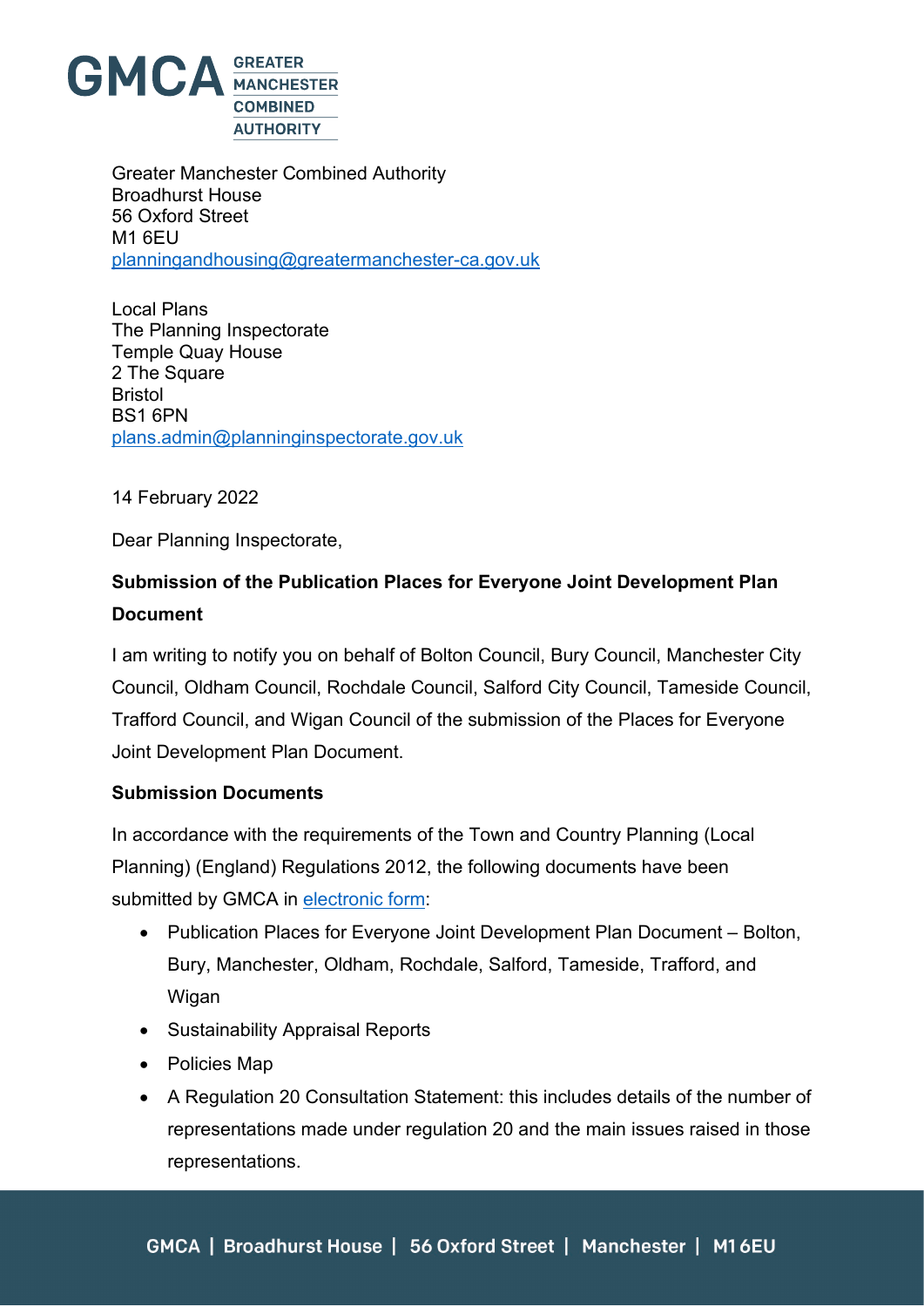GMCA GREATER MANCHESTER COMBINED AUTHORITY

Greater Manchester Combined Authority
Broadhurst House
56 Oxford Street
M1 6EU
planningandhousing@greatermanchester-ca.gov.uk

Local Plans
The Planning Inspectorate
Temple Quay House
2 The Square
Bristol
BS1 6PN
plans.admin@planninginspectorate.gov.uk

14 February 2022

Dear Planning Inspectorate,

**Submission of the Publication Places for Everyone Joint Development Plan Document**

I am writing to notify you on behalf of Bolton Council, Bury Council, Manchester City Council, Oldham Council, Rochdale Council, Salford City Council, Tameside Council, Trafford Council, and Wigan Council of the submission of the Places for Everyone Joint Development Plan Document.

**Submission Documents**

In accordance with the requirements of the Town and Country Planning (Local Planning) (England) Regulations 2012, the following documents have been submitted by GMCA in electronic form:

- Publication Places for Everyone Joint Development Plan Document – Bolton, Bury, Manchester, Oldham, Rochdale, Salford, Tameside, Trafford, and Wigan
- Sustainability Appraisal Reports
- Policies Map
- A Regulation 20 Consultation Statement: this includes details of the number of representations made under regulation 20 and the main issues raised in those representations.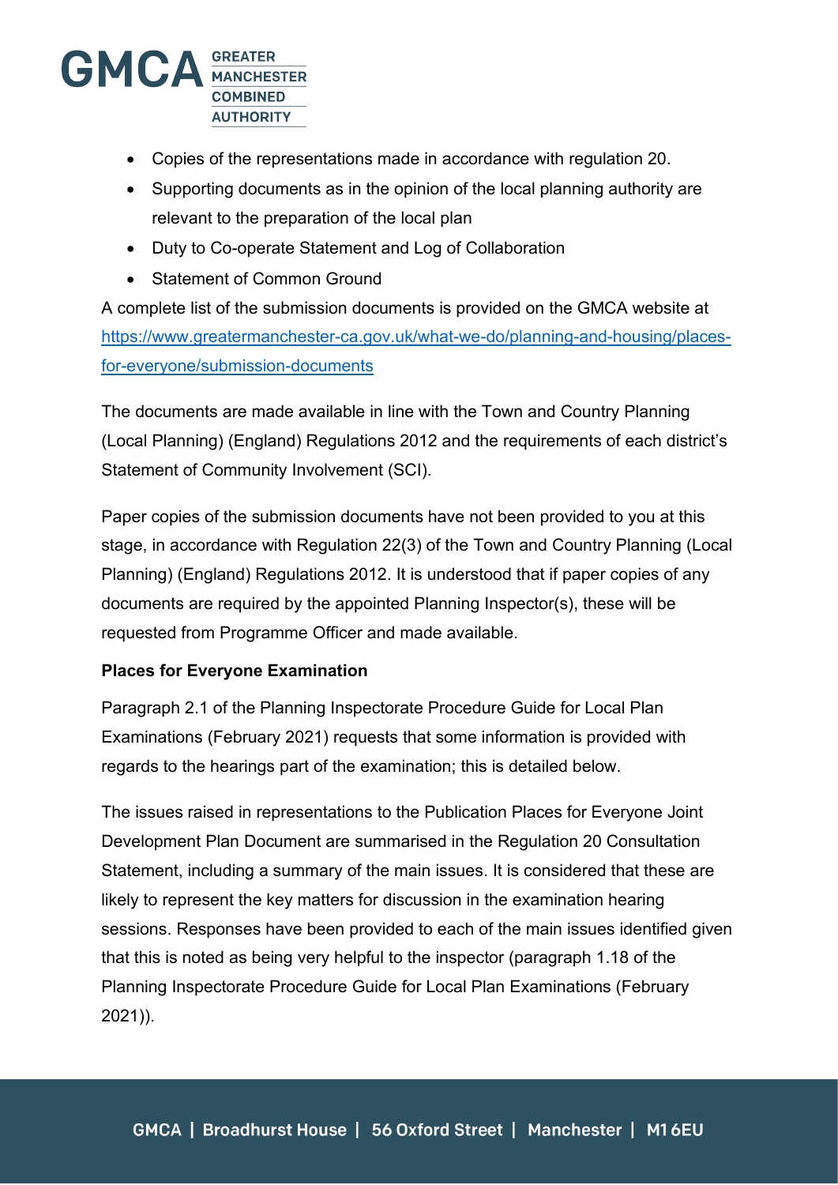- Copies of the representations made in accordance with regulation 20.
- Supporting documents as in the opinion of the local planning authority are relevant to the preparation of the local plan
- Duty to Co-operate Statement and Log of Collaboration
- Statement of Common Ground

A complete list of the submission documents is provided on the GMCA website at [https://www.greatermanchester-ca.gov.uk/what-we-do/planning-and-housing/places-for-everyone/submission-documents](https://www.greatermanchester-ca.gov.uk/what-we-do/planning-and-housing/places-for-everyone/submission-documents)

The documents are made available in line with the Town and Country Planning (Local Planning) (England) Regulations 2012 and the requirements of each district's Statement of Community Involvement (SCI).

Paper copies of the submission documents have not been provided to you at this stage, in accordance with Regulation 22(3) of the Town and Country Planning (Local Planning) (England) Regulations 2012. It is understood that if paper copies of any documents are required by the appointed Planning Inspector(s), these will be requested from Programme Officer and made available.

**Places for Everyone Examination**

Paragraph 2.1 of the Planning Inspectorate Procedure Guide for Local Plan Examinations (February 2021) requests that some information is provided with regards to the hearings part of the examination; this is detailed below.

The issues raised in representations to the Publication Places for Everyone Joint Development Plan Document are summarised in the Regulation 20 Consultation Statement, including a summary of the main issues. It is considered that these are likely to represent the key matters for discussion in the examination hearing sessions. Responses have been provided to each of the main issues identified given that this is noted as being very helpful to the inspector (paragraph 1.18 of the Planning Inspectorate Procedure Guide for Local Plan Examinations (February 2021)).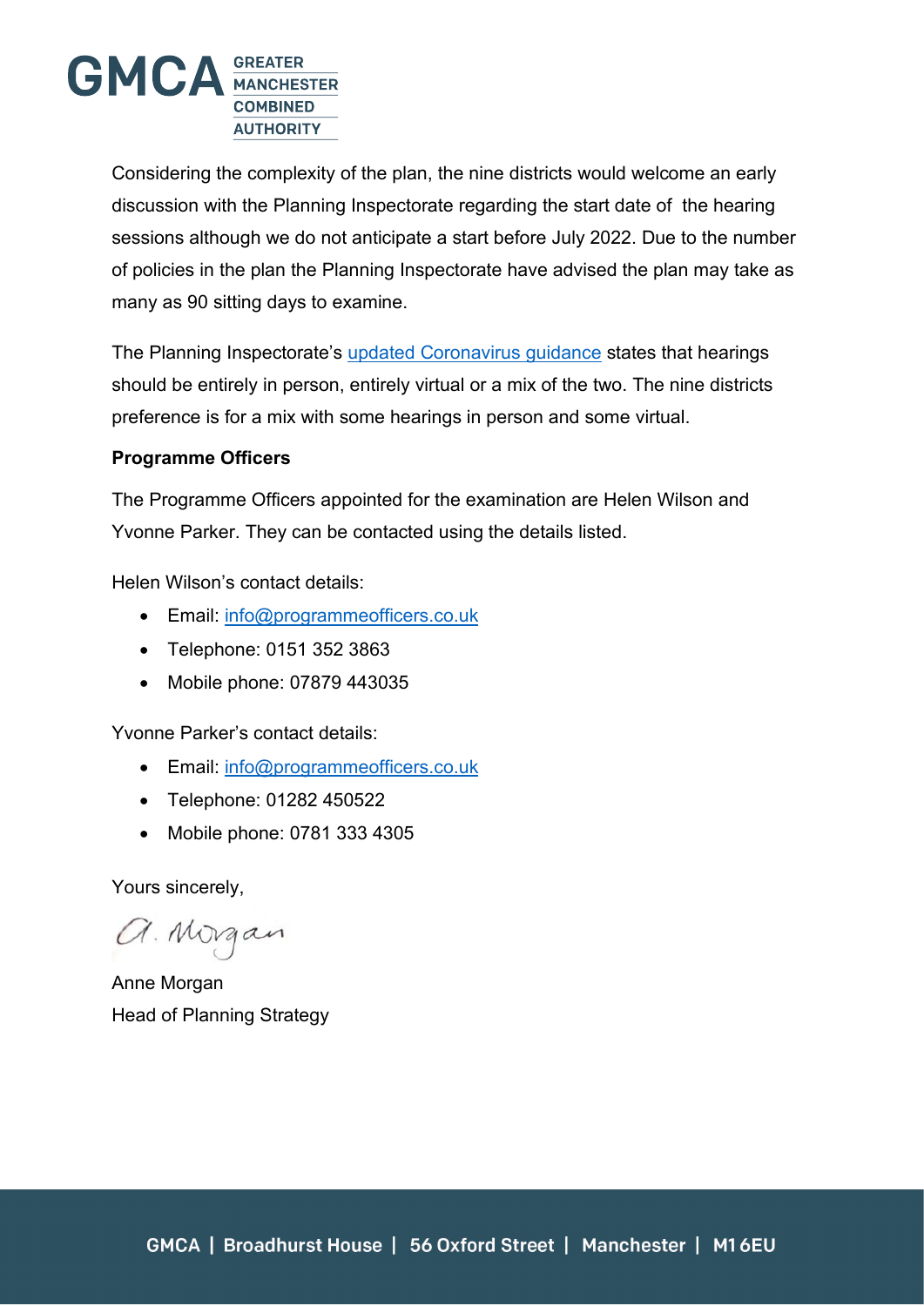Considering the complexity of the plan, the nine districts would welcome an early discussion with the Planning Inspectorate regarding the start date of the hearing sessions although we do not anticipate a start before July 2022. Due to the number of policies in the plan the Planning Inspectorate have advised the plan may take as many as 90 sitting days to examine.

The Planning Inspectorate's updated Coronavirus guidance states that hearings should be entirely in person, entirely virtual or a mix of the two. The nine districts preference is for a mix with some hearings in person and some virtual.

**Programme Officers**

The Programme Officers appointed for the examination are Helen Wilson and Yvonne Parker. They can be contacted using the details listed.

Helen Wilson's contact details:

- Email: info@programmeofficers.co.uk
- Telephone: 0151 352 3863
- Mobile phone: 07879 443035

Yvonne Parker's contact details:

- Email: info@programmeofficers.co.uk
- Telephone: 01282 450522
- Mobile phone: 0781 333 4305

Yours sincerely,

A. Morgan

Anne Morgan
Head of Planning Strategy